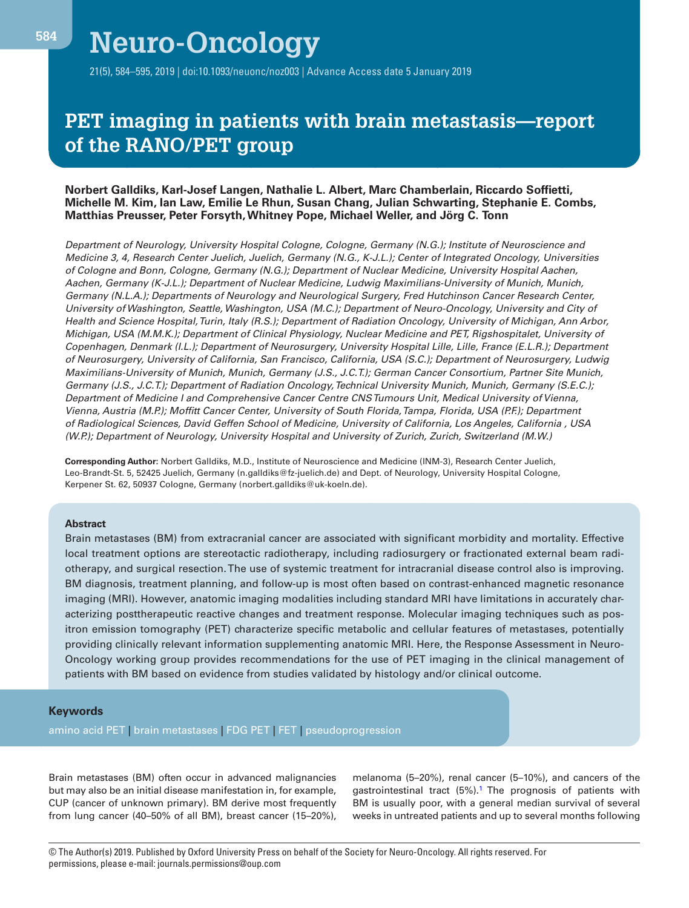# PET imaging in patients with brain metastasis—report of the RANO/PET group

**Norbert Galldiks, Karl-Josef Langen, Nathalie L. Albert, Marc Chamberlain, Riccardo Soffietti, Michelle M. Kim, Ian Law, Emilie Le Rhun, Susan Chang, Julian Schwarting, Stephanie E. Combs, Matthias Preusser, Peter Forsyth, Whitney Pope, Michael Weller, and Jörg C. Tonn**

*Department of Neurology, University Hospital Cologne, Cologne, Germany (N.G.); Institute of Neuroscience and Medicine 3, 4, Research Center Juelich, Juelich, Germany (N.G., K-J.L.); Center of Integrated Oncology, Universities of Cologne and Bonn, Cologne, Germany (N.G.); Department of Nuclear Medicine, University Hospital Aachen, Aachen, Germany (K-J.L.); Department of Nuclear Medicine, Ludwig Maximilians-University of Munich, Munich, Germany (N.L.A.); Departments of Neurology and Neurological Surgery, Fred Hutchinson Cancer Research Center, University of Washington, Seattle, Washington, USA (M.C.); Department of Neuro-Oncology, University and City of Health and Science Hospital, Turin, Italy (R.S.); Department of Radiation Oncology, University of Michigan, Ann Arbor, Michigan, USA (M.M.K.); Department of Clinical Physiology, Nuclear Medicine and PET, Rigshospitalet, University of Copenhagen, Denmark (I.L.); Department of Neurosurgery, University Hospital Lille, Lille, France (E.L.R.); Department of Neurosurgery, University of California, San Francisco, California, USA (S.C.); Department of Neurosurgery, Ludwig Maximilians-University of Munich, Munich, Germany (J.S., J.C.T.); German Cancer Consortium, Partner Site Munich, Germany (J.S., J.C.T.); Department of Radiation Oncology, Technical University Munich, Munich, Germany (S.E.C.); Department of Medicine I and Comprehensive Cancer Centre CNS Tumours Unit, Medical University of Vienna, Vienna, Austria (M.P.); Moffitt Cancer Center, University of South Florida, Tampa, Florida, USA (P.F.); Department of Radiological Sciences, David Geffen School of Medicine, University of California, Los Angeles, California , USA (W.P.); Department of Neurology, University Hospital and University of Zurich, Zurich, Switzerland (M.W.)*

**Corresponding Author:** Norbert Galldiks, M.D., Institute of Neuroscience and Medicine (INM-3), Research Center Juelich, Leo-Brandt-St. 5, 52425 Juelich, Germany (n.galldiks@fz-juelich.de) and Dept. of Neurology, University Hospital Cologne, Kerpener St. 62, 50937 Cologne, Germany (norbert.galldiks@uk-koeln.de).

## Abstract

Brain metastases (BM) from extracranial cancer are associated with significant morbidity and mortality. Effective local treatment options are stereotactic radiotherapy, including radiosurgery or fractionated external beam radiotherapy, and surgical resection. The use of systemic treatment for intracranial disease control also is improving. BM diagnosis, treatment planning, and follow-up is most often based on contrast-enhanced magnetic resonance imaging (MRI). However, anatomic imaging modalities including standard MRI have limitations in accurately characterizing posttherapeutic reactive changes and treatment response. Molecular imaging techniques such as positron emission tomography (PET) characterize specific metabolic and cellular features of metastases, potentially providing clinically relevant information supplementing anatomic MRI. Here, the Response Assessment in Neuro-Oncology working group provides recommendations for the use of PET imaging in the clinical management of patients with BM based on evidence from studies validated by histology and/or clinical outcome.

### Keywords

amino acid PET | brain metastases | FDG PET | FET | pseudoprogression

Brain metastases (BM) often occur in advanced malignancies but may also be an initial disease manifestation in, for example, CUP (cancer of unknown primary). BM derive most frequently from lung cancer (40–50% of all BM), breast cancer (15–20%), melanoma (5–20%), renal cancer (5–10%), and cancers of the gastrointestinal tract (5%).[1] The prognosis of patients with BM is usually poor, with a general median survival of several weeks in untreated patients and up to several months following

© The Author(s) 2019. Published by Oxford University Press on behalf of the Society for Neuro-Oncology. All rights reserved. For permissions, please e-mail: journals.permissions@oup.com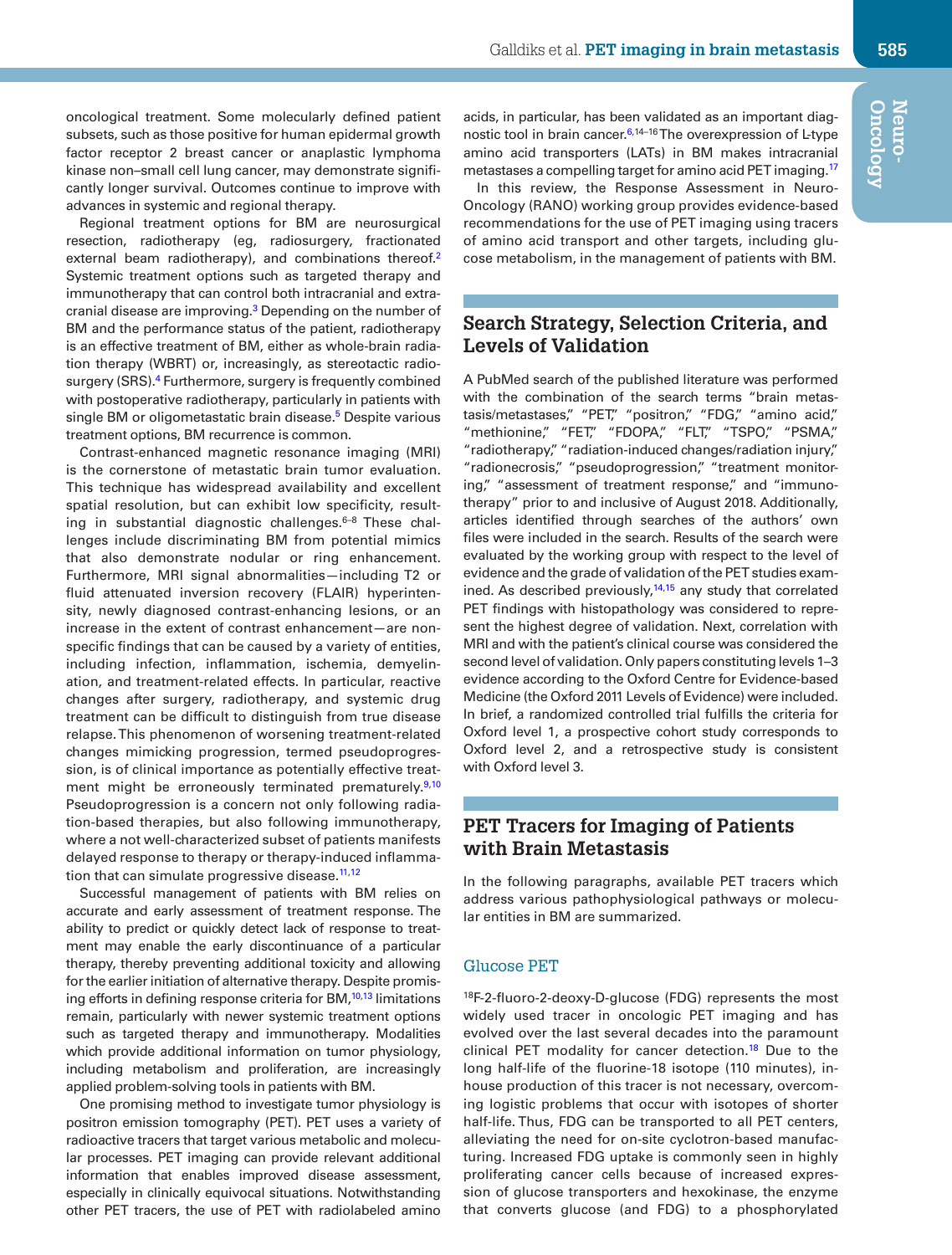oncological treatment. Some molecularly defined patient subsets, such as those positive for human epidermal growth factor receptor 2 breast cancer or anaplastic lymphoma kinase non–small cell lung cancer, may demonstrate significantly longer survival. Outcomes continue to improve with advances in systemic and regional therapy.

Regional treatment options for BM are neurosurgical resection, radiotherapy (eg, radiosurgery, fractionated external beam radiotherapy), and combinations thereof.[2] Systemic treatment options such as targeted therapy and immunotherapy that can control both intracranial and extracranial disease are improving.[3] Depending on the number of BM and the performance status of the patient, radiotherapy is an effective treatment of BM, either as whole-brain radiation therapy (WBRT) or, increasingly, as stereotactic radiosurgery (SRS).[4] Furthermore, surgery is frequently combined with postoperative radiotherapy, particularly in patients with single BM or oligometastatic brain disease.[5] Despite various treatment options, BM recurrence is common.

Contrast-enhanced magnetic resonance imaging (MRI) is the cornerstone of metastatic brain tumor evaluation. This technique has widespread availability and excellent spatial resolution, but can exhibit low specificity, resulting in substantial diagnostic challenges.[6–8] These challenges include discriminating BM from potential mimics that also demonstrate nodular or ring enhancement. Furthermore, MRI signal abnormalities—including T2 or fluid attenuated inversion recovery (FLAIR) hyperintensity, newly diagnosed contrast-enhancing lesions, or an increase in the extent of contrast enhancement—are nonspecific findings that can be caused by a variety of entities, including infection, inflammation, ischemia, demyelination, and treatment-related effects. In particular, reactive changes after surgery, radiotherapy, and systemic drug treatment can be difficult to distinguish from true disease relapse. This phenomenon of worsening treatment-related changes mimicking progression, termed pseudoprogression, is of clinical importance as potentially effective treatment might be erroneously terminated prematurely.[9,10] Pseudoprogression is a concern not only following radiation-based therapies, but also following immunotherapy, where a not well-characterized subset of patients manifests delayed response to therapy or therapy-induced inflammation that can simulate progressive disease.[11,12]

Successful management of patients with BM relies on accurate and early assessment of treatment response. The ability to predict or quickly detect lack of response to treatment may enable the early discontinuance of a particular therapy, thereby preventing additional toxicity and allowing for the earlier initiation of alternative therapy. Despite promising efforts in defining response criteria for BM,[10,13] limitations remain, particularly with newer systemic treatment options such as targeted therapy and immunotherapy. Modalities which provide additional information on tumor physiology, including metabolism and proliferation, are increasingly applied problem-solving tools in patients with BM.

One promising method to investigate tumor physiology is positron emission tomography (PET). PET uses a variety of radioactive tracers that target various metabolic and molecular processes. PET imaging can provide relevant additional information that enables improved disease assessment, especially in clinically equivocal situations. Notwithstanding other PET tracers, the use of PET with radiolabeled amino acids, in particular, has been validated as an important diagnostic tool in brain cancer.[6,14–16] The overexpression of L-type amino acid transporters (LATs) in BM makes intracranial metastases a compelling target for amino acid PET imaging.[17]

In this review, the Response Assessment in Neuro-Oncology (RANO) working group provides evidence-based recommendations for the use of PET imaging using tracers of amino acid transport and other targets, including glucose metabolism, in the management of patients with BM.

## Search Strategy, Selection Criteria, and Levels of Validation

A PubMed search of the published literature was performed with the combination of the search terms "brain metastasis/metastases," "PET," "positron," "FDG," "amino acid," "methionine," "FET," "FDOPA," "FLT," "TSPO," "PSMA," "radiotherapy," "radiation-induced changes/radiation injury," "radionecrosis," "pseudoprogression," "treatment monitoring," "assessment of treatment response," and "immunotherapy" prior to and inclusive of August 2018. Additionally, articles identified through searches of the authors' own files were included in the search. Results of the search were evaluated by the working group with respect to the level of evidence and the grade of validation of the PET studies examined. As described previously,[14,15] any study that correlated PET findings with histopathology was considered to represent the highest degree of validation. Next, correlation with MRI and with the patient's clinical course was considered the second level of validation. Only papers constituting levels 1–3 evidence according to the Oxford Centre for Evidence-based Medicine (the Oxford 2011 Levels of Evidence) were included. In brief, a randomized controlled trial fulfills the criteria for Oxford level 1, a prospective cohort study corresponds to Oxford level 2, and a retrospective study is consistent with Oxford level 3.

## PET Tracers for Imaging of Patients with Brain Metastasis

In the following paragraphs, available PET tracers which address various pathophysiological pathways or molecular entities in BM are summarized.

### Glucose PET

$^{18}$F-2-fluoro-2-deoxy-D-glucose (FDG) represents the most widely used tracer in oncologic PET imaging and has evolved over the last several decades into the paramount clinical PET modality for cancer detection.[18] Due to the long half-life of the fluorine-18 isotope (110 minutes), in-house production of this tracer is not necessary, overcoming logistic problems that occur with isotopes of shorter half-life. Thus, FDG can be transported to all PET centers, alleviating the need for on-site cyclotron-based manufacturing. Increased FDG uptake is commonly seen in highly proliferating cancer cells because of increased expression of glucose transporters and hexokinase, the enzyme that converts glucose (and FDG) to a phosphorylated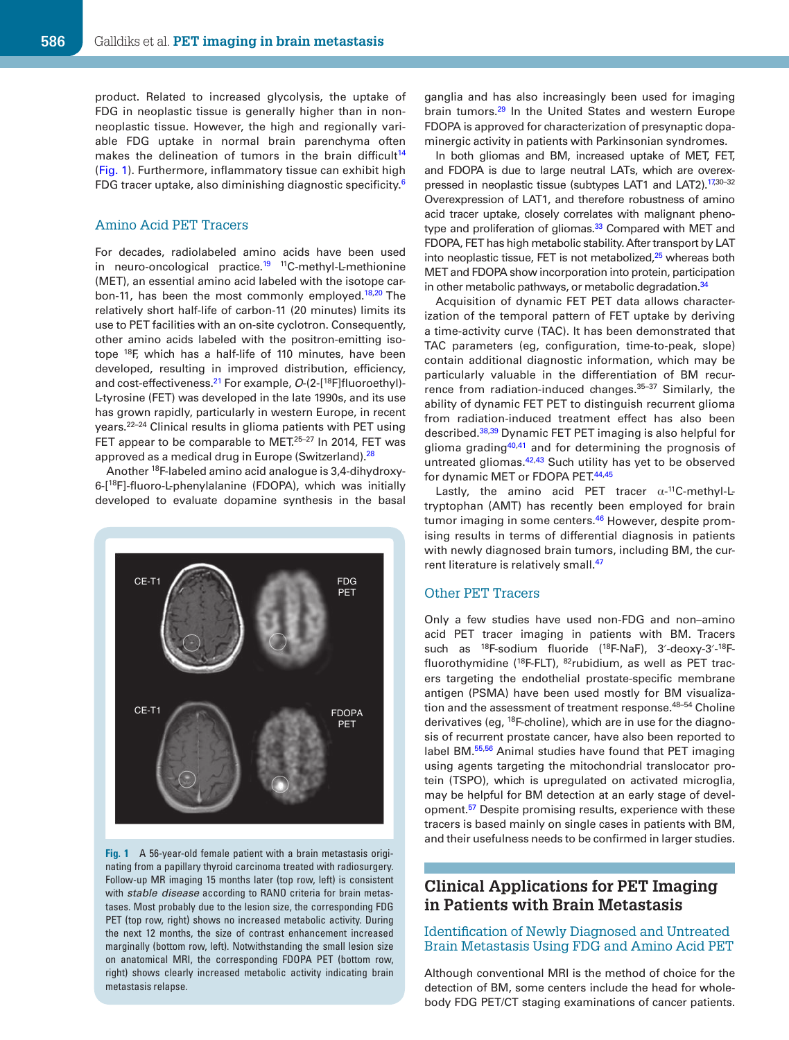product. Related to increased glycolysis, the uptake of FDG in neoplastic tissue is generally higher than in non-neoplastic tissue. However, the high and regionally variable FDG uptake in normal brain parenchyma often makes the delineation of tumors in the brain difficult[14] (Fig. 1). Furthermore, inflammatory tissue can exhibit high FDG tracer uptake, also diminishing diagnostic specificity.[6]

### Amino Acid PET Tracers

For decades, radiolabeled amino acids have been used in neuro-oncological practice.[19] $^{11}$C-methyl-L-methionine (MET), an essential amino acid labeled with the isotope carbon-11, has been the most commonly employed.[18,20] The relatively short half-life of carbon-11 (20 minutes) limits its use to PET facilities with an on-site cyclotron. Consequently, other amino acids labeled with the positron-emitting isotope $^{18}$F, which has a half-life of 110 minutes, have been developed, resulting in improved distribution, efficiency, and cost-effectiveness.[21] For example, *O*-(2-[$^{18}$F]fluoroethyl)-L-tyrosine (FET) was developed in the late 1990s, and its use has grown rapidly, particularly in western Europe, in recent years.[22–24] Clinical results in glioma patients with PET using FET appear to be comparable to MET.[25–27] In 2014, FET was approved as a medical drug in Europe (Switzerland).[28]

Another $^{18}$F-labeled amino acid analogue is 3,4-dihydroxy-6-[$^{18}$F]-fluoro-L-phenylalanine (FDOPA), which was initially developed to evaluate dopamine synthesis in the basal ganglia and has also increasingly been used for imaging brain tumors.[29] In the United States and western Europe FDOPA is approved for characterization of presynaptic dopaminergic activity in patients with Parkinsonian syndromes.

In both gliomas and BM, increased uptake of MET, FET, and FDOPA is due to large neutral LATs, which are overexpressed in neoplastic tissue (subtypes LAT1 and LAT2).[17,30–32] Overexpression of LAT1, and therefore robustness of amino acid tracer uptake, closely correlates with malignant phenotype and proliferation of gliomas.[33] Compared with MET and FDOPA, FET has high metabolic stability. After transport by LAT into neoplastic tissue, FET is not metabolized,[25] whereas both MET and FDOPA show incorporation into protein, participation in other metabolic pathways, or metabolic degradation.[34]

Acquisition of dynamic FET PET data allows characterization of the temporal pattern of FET uptake by deriving a time-activity curve (TAC). It has been demonstrated that TAC parameters (eg, configuration, time-to-peak, slope) contain additional diagnostic information, which may be particularly valuable in the differentiation of BM recurrence from radiation-induced changes.[35–37] Similarly, the ability of dynamic FET PET to distinguish recurrent glioma from radiation-induced treatment effect has also been described.[38,39] Dynamic FET PET imaging is also helpful for glioma grading[40,41] and for determining the prognosis of untreated gliomas.[42,43] Such utility has yet to be observed for dynamic MET or FDOPA PET.[44,45]

Lastly, the amino acid PET tracer $\alpha$-$^{11}$C-methyl-L-tryptophan (AMT) has recently been employed for brain tumor imaging in some centers.[46] However, despite promising results in terms of differential diagnosis in patients with newly diagnosed brain tumors, including BM, the current literature is relatively small.[47]

Fig. 1 A 56-year-old female patient with a brain metastasis originating from a papillary thyroid carcinoma treated with radiosurgery. Follow-up MR imaging 15 months later (top row, left) is consistent with *stable disease* according to RANO criteria for brain metastases. Most probably due to the lesion size, the corresponding FDG PET (top row, right) shows no increased metabolic activity. During the next 12 months, the size of contrast enhancement increased marginally (bottom row, left). Notwithstanding the small lesion size on anatomical MRI, the corresponding FDOPA PET (bottom row, right) shows clearly increased metabolic activity indicating brain metastasis relapse.

### Other PET Tracers

Only a few studies have used non-FDG and non–amino acid PET tracer imaging in patients with BM. Tracers such as $^{18}$F-sodium fluoride ($^{18}$F-NaF), 3′-deoxy-3′-$^{18}$F-fluorothymidine ($^{18}$F-FLT), $^{82}$rubidium, as well as PET tracers targeting the endothelial prostate-specific membrane antigen (PSMA) have been used mostly for BM visualization and the assessment of treatment response.[48–54] Choline derivatives (eg, $^{18}$F-choline), which are in use for the diagnosis of recurrent prostate cancer, have also been reported to label BM.[55,56] Animal studies have found that PET imaging using agents targeting the mitochondrial translocator protein (TSPO), which is upregulated on activated microglia, may be helpful for BM detection at an early stage of development.[57] Despite promising results, experience with these tracers is based mainly on single cases in patients with BM, and their usefulness needs to be confirmed in larger studies.

## Clinical Applications for PET Imaging in Patients with Brain Metastasis

### Identification of Newly Diagnosed and Untreated Brain Metastasis Using FDG and Amino Acid PET

Although conventional MRI is the method of choice for the detection of BM, some centers include the head for whole-body FDG PET/CT staging examinations of cancer patients.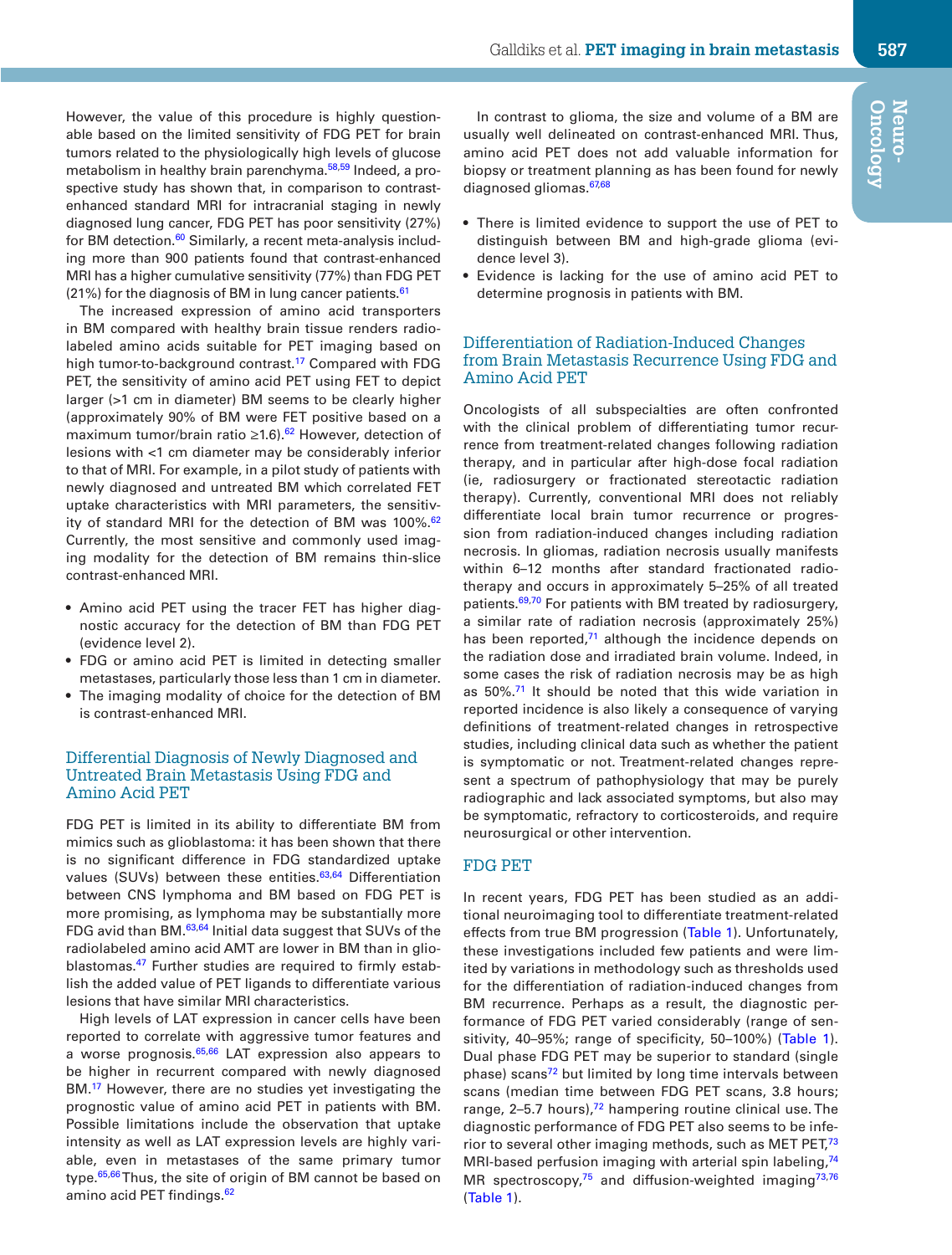However, the value of this procedure is highly questionable based on the limited sensitivity of FDG PET for brain tumors related to the physiologically high levels of glucose metabolism in healthy brain parenchyma.[58,59] Indeed, a prospective study has shown that, in comparison to contrast-enhanced standard MRI for intracranial staging in newly diagnosed lung cancer, FDG PET has poor sensitivity (27%) for BM detection.[60] Similarly, a recent meta-analysis including more than 900 patients found that contrast-enhanced MRI has a higher cumulative sensitivity (77%) than FDG PET (21%) for the diagnosis of BM in lung cancer patients.[61]

The increased expression of amino acid transporters in BM compared with healthy brain tissue renders radiolabeled amino acids suitable for PET imaging based on high tumor-to-background contrast.[17] Compared with FDG PET, the sensitivity of amino acid PET using FET to depict larger (>1 cm in diameter) BM seems to be clearly higher (approximately 90% of BM were FET positive based on a maximum tumor/brain ratio ≥1.6).[62] However, detection of lesions with <1 cm diameter may be considerably inferior to that of MRI. For example, in a pilot study of patients with newly diagnosed and untreated BM which correlated FET uptake characteristics with MRI parameters, the sensitivity of standard MRI for the detection of BM was 100%.[62] Currently, the most sensitive and commonly used imaging modality for the detection of BM remains thin-slice contrast-enhanced MRI.

- Amino acid PET using the tracer FET has higher diagnostic accuracy for the detection of BM than FDG PET (evidence level 2).
- FDG or amino acid PET is limited in detecting smaller metastases, particularly those less than 1 cm in diameter.
- The imaging modality of choice for the detection of BM is contrast-enhanced MRI.

## Differential Diagnosis of Newly Diagnosed and Untreated Brain Metastasis Using FDG and Amino Acid PET

FDG PET is limited in its ability to differentiate BM from mimics such as glioblastoma: it has been shown that there is no significant difference in FDG standardized uptake values (SUVs) between these entities.[63,64] Differentiation between CNS lymphoma and BM based on FDG PET is more promising, as lymphoma may be substantially more FDG avid than BM.[63,64] Initial data suggest that SUVs of the radiolabeled amino acid AMT are lower in BM than in glioblastomas.[47] Further studies are required to firmly establish the added value of PET ligands to differentiate various lesions that have similar MRI characteristics.

High levels of LAT expression in cancer cells have been reported to correlate with aggressive tumor features and a worse prognosis.[65,66] LAT expression also appears to be higher in recurrent compared with newly diagnosed BM.[17] However, there are no studies yet investigating the prognostic value of amino acid PET in patients with BM. Possible limitations include the observation that uptake intensity as well as LAT expression levels are highly variable, even in metastases of the same primary tumor type.[65,66] Thus, the site of origin of BM cannot be based on amino acid PET findings.[62]

In contrast to glioma, the size and volume of a BM are usually well delineated on contrast-enhanced MRI. Thus, amino acid PET does not add valuable information for biopsy or treatment planning as has been found for newly diagnosed gliomas.[67,68]

- There is limited evidence to support the use of PET to distinguish between BM and high-grade glioma (evidence level 3).
- Evidence is lacking for the use of amino acid PET to determine prognosis in patients with BM.

## Differentiation of Radiation-Induced Changes from Brain Metastasis Recurrence Using FDG and Amino Acid PET

Oncologists of all subspecialties are often confronted with the clinical problem of differentiating tumor recurrence from treatment-related changes following radiation therapy, and in particular after high-dose focal radiation (ie, radiosurgery or fractionated stereotactic radiation therapy). Currently, conventional MRI does not reliably differentiate local brain tumor recurrence or progression from radiation-induced changes including radiation necrosis. In gliomas, radiation necrosis usually manifests within 6–12 months after standard fractionated radiotherapy and occurs in approximately 5–25% of all treated patients.[69,70] For patients with BM treated by radiosurgery, a similar rate of radiation necrosis (approximately 25%) has been reported,[71] although the incidence depends on the radiation dose and irradiated brain volume. Indeed, in some cases the risk of radiation necrosis may be as high as 50%.[71] It should be noted that this wide variation in reported incidence is also likely a consequence of varying definitions of treatment-related changes in retrospective studies, including clinical data such as whether the patient is symptomatic or not. Treatment-related changes represent a spectrum of pathophysiology that may be purely radiographic and lack associated symptoms, but also may be symptomatic, refractory to corticosteroids, and require neurosurgical or other intervention.

### FDG PET

In recent years, FDG PET has been studied as an additional neuroimaging tool to differentiate treatment-related effects from true BM progression (Table 1). Unfortunately, these investigations included few patients and were limited by variations in methodology such as thresholds used for the differentiation of radiation-induced changes from BM recurrence. Perhaps as a result, the diagnostic performance of FDG PET varied considerably (range of sensitivity, 40–95%; range of specificity, 50–100%) (Table 1). Dual phase FDG PET may be superior to standard (single phase) scans[72] but limited by long time intervals between scans (median time between FDG PET scans, 3.8 hours; range, 2–5.7 hours),[72] hampering routine clinical use. The diagnostic performance of FDG PET also seems to be inferior to several other imaging methods, such as MET PET,[73] MRI-based perfusion imaging with arterial spin labeling,[74] MR spectroscopy,[75] and diffusion-weighted imaging[73,76] (Table 1).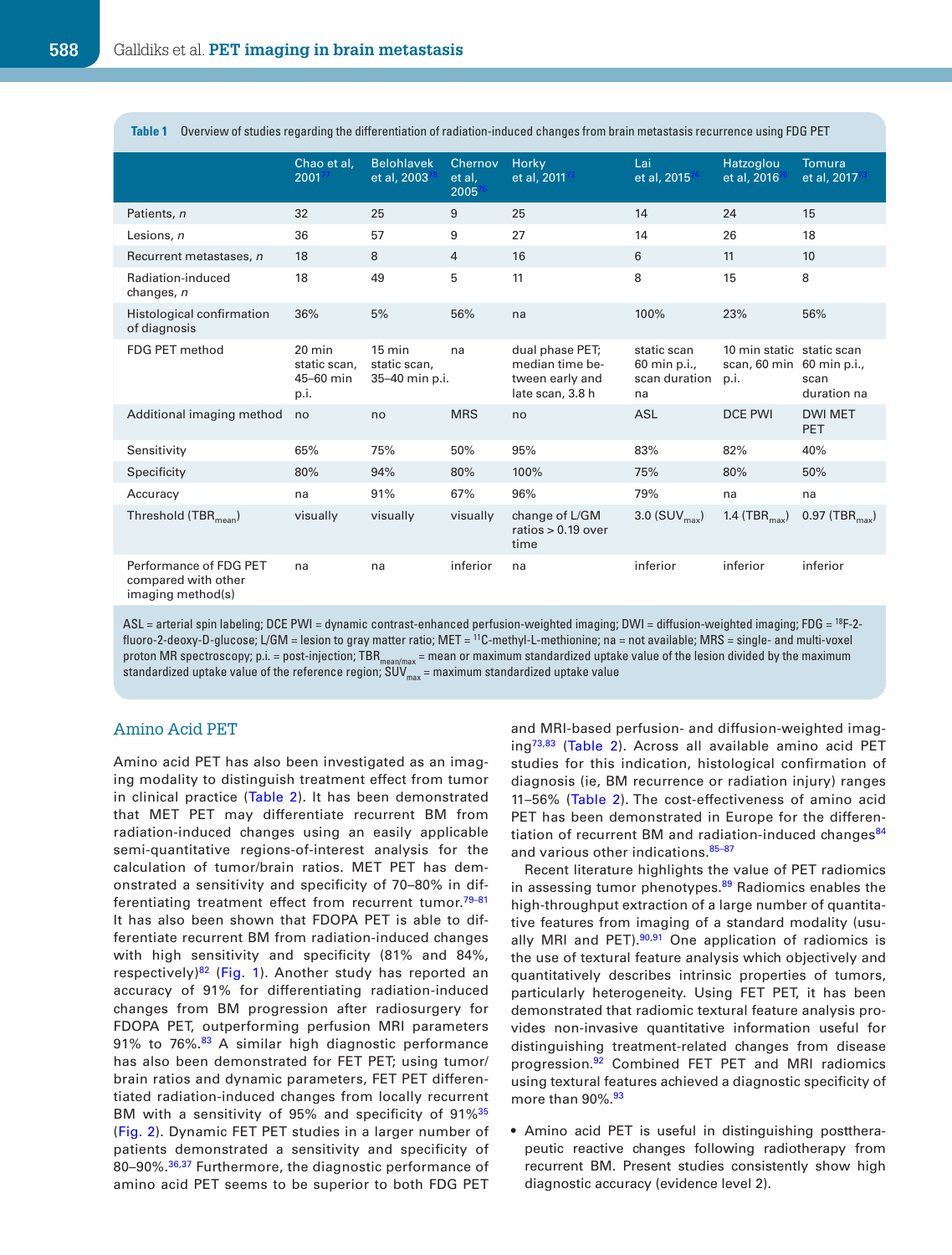**Table 1** Overview of studies regarding the differentiation of radiation-induced changes from brain metastasis recurrence using FDG PET

| | Chao et al, 2001[77] | Belohlavek et al, 2003[78] | Chernov et al, 2005[75] | Horky et al, 2011[72] | Lai et al, 2015[74] | Hatzoglou et al, 2016[76] | Tomura et al, 2017[73] |
|---|---|---|---|---|---|---|---|
| Patients, *n* | 32 | 25 | 9 | 25 | 14 | 24 | 15 |
| Lesions, *n* | 36 | 57 | 9 | 27 | 14 | 26 | 18 |
| Recurrent metastases, *n* | 18 | 8 | 4 | 16 | 6 | 11 | 10 |
| Radiation-induced changes, *n* | 18 | 49 | 5 | 11 | 8 | 15 | 8 |
| Histological confirmation of diagnosis | 36% | 5% | 56% | na | 100% | 23% | 56% |
| FDG PET method | 20 min static scan, 45–60 min p.i. | 15 min static scan, 35–40 min p.i. | na | dual phase PET; median time between early and late scan, 3.8 h | static scan 60 min p.i., scan duration na | 10 min static scan, 60 min p.i. | static scan 60 min p.i., scan duration na |
| Additional imaging method | no | no | MRS | no | ASL | DCE PWI | DWI MET PET |
| Sensitivity | 65% | 75% | 50% | 95% | 83% | 82% | 40% |
| Specificity | 80% | 94% | 80% | 100% | 75% | 80% | 50% |
| Accuracy | na | 91% | 67% | 96% | 79% | na | na |
| Threshold ($TBR_{mean}$) | visually | visually | visually | change of L/GM ratios > 0.19 over time | 3.0 ($SUV_{max}$) | 1.4 ($TBR_{max}$) | 0.97 ($TBR_{max}$) |
| Performance of FDG PET compared with other imaging method(s) | na | na | inferior | na | inferior | inferior | inferior |

ASL = arterial spin labeling; DCE PWI = dynamic contrast-enhanced perfusion-weighted imaging; DWI = diffusion-weighted imaging; FDG = $^{18}$F-2-fluoro-2-deoxy-D-glucose; L/GM = lesion to gray matter ratio; MET = $^{11}$C-methyl-L-methionine; na = not available; MRS = single- and multi-voxel proton MR spectroscopy; p.i. = post-injection; $TBR_{mean/max}$ = mean or maximum standardized uptake value of the lesion divided by the maximum standardized uptake value of the reference region; $SUV_{max}$ = maximum standardized uptake value

## Amino Acid PET

Amino acid PET has also been investigated as an imaging modality to distinguish treatment effect from tumor in clinical practice (Table 2). It has been demonstrated that MET PET may differentiate recurrent BM from radiation-induced changes using an easily applicable semi-quantitative regions-of-interest analysis for the calculation of tumor/brain ratios. MET PET has demonstrated a sensitivity and specificity of 70–80% in differentiating treatment effect from recurrent tumor.[79–81] It has also been shown that FDOPA PET is able to differentiate recurrent BM from radiation-induced changes with high sensitivity and specificity (81% and 84%, respectively)[82] (Fig. 1). Another study has reported an accuracy of 91% for differentiating radiation-induced changes from BM progression after radiosurgery for FDOPA PET, outperforming perfusion MRI parameters 91% to 76%.[83] A similar high diagnostic performance has also been demonstrated for FET PET; using tumor/brain ratios and dynamic parameters, FET PET differentiated radiation-induced changes from locally recurrent BM with a sensitivity of 95% and specificity of 91%[35] (Fig. 2). Dynamic FET PET studies in a larger number of patients demonstrated a sensitivity and specificity of 80–90%.[36,37] Furthermore, the diagnostic performance of amino acid PET seems to be superior to both FDG PET and MRI-based perfusion- and diffusion-weighted imaging[73,83] (Table 2). Across all available amino acid PET studies for this indication, histological confirmation of diagnosis (ie, BM recurrence or radiation injury) ranges 11–56% (Table 2). The cost-effectiveness of amino acid PET has been demonstrated in Europe for the differentiation of recurrent BM and radiation-induced changes[84] and various other indications.[85–87]

Recent literature highlights the value of PET radiomics in assessing tumor phenotypes.[89] Radiomics enables the high-throughput extraction of a large number of quantitative features from imaging of a standard modality (usually MRI and PET).[90,91] One application of radiomics is the use of textural feature analysis which objectively and quantitatively describes intrinsic properties of tumors, particularly heterogeneity. Using FET PET, it has been demonstrated that radiomic textural feature analysis provides non-invasive quantitative information useful for distinguishing treatment-related changes from disease progression.[92] Combined FET PET and MRI radiomics using textural features achieved a diagnostic specificity of more than 90%.[93]

- Amino acid PET is useful in distinguishing posttherapeutic reactive changes following radiotherapy from recurrent BM. Present studies consistently show high diagnostic accuracy (evidence level 2).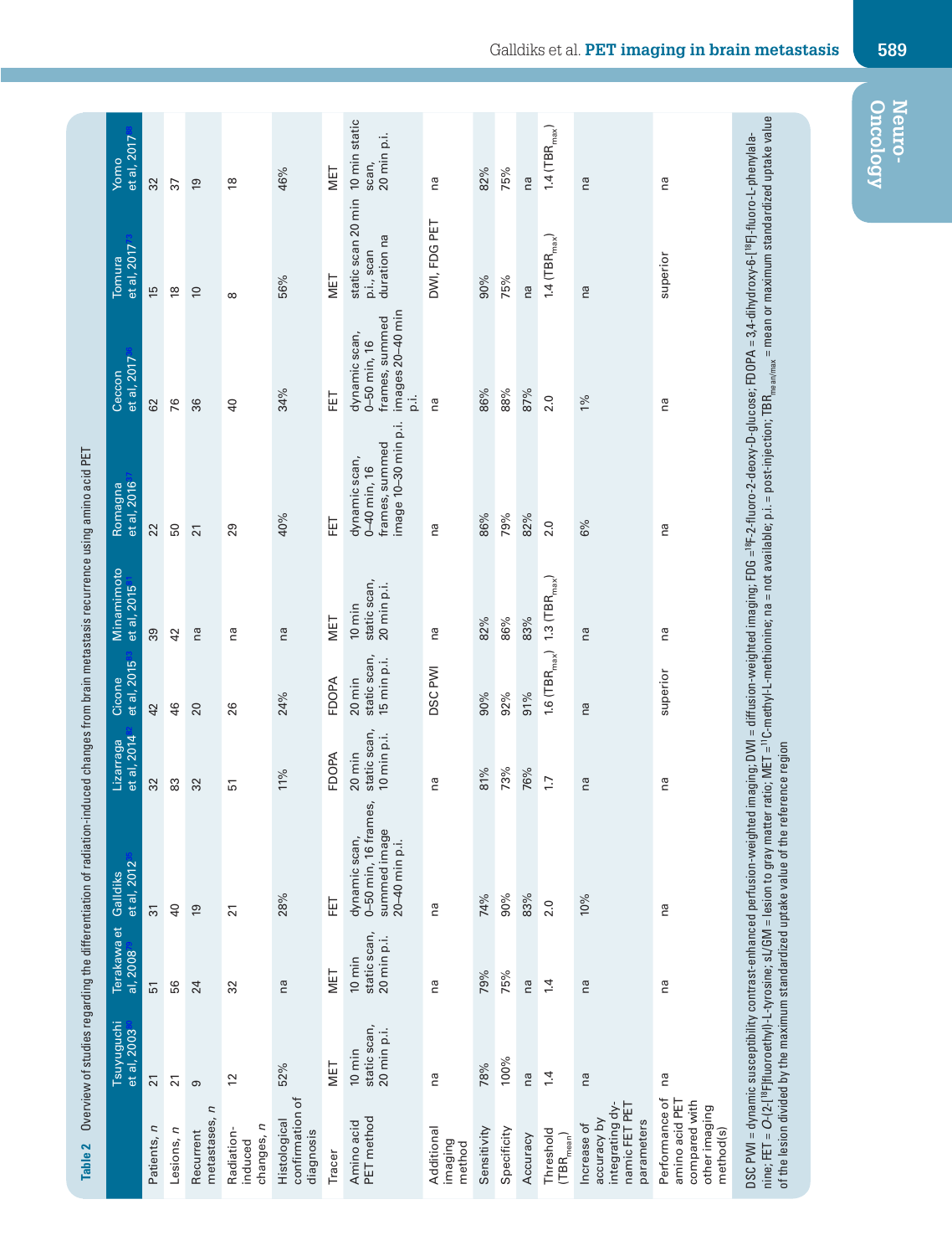**Table 2** Overview of studies regarding the differentiation of radiation-induced changes from brain metastasis recurrence using amino acid PET

| | Tsuyuguchi et al, 2003[80] | Terakawa et al, 2008[78] | Galldiks et al, 2012[75] | Lizarraga et al, 2014[82] | Cicone et al, 2015[83] | Minamimoto et al, 2015[81] | Romagna et al, 2016[37] | Ceccon et al, 2017[36] | Tomura et al, 2017[73] | Yomo et al, 2017[83] |
|---|---|---|---|---|---|---|---|---|---|---|
| Patients, *n* | 21 | 51 | 31 | 32 | 42 | 39 | 22 | 62 | 15 | 32 |
| Lesions, *n* | 21 | 56 | 40 | 83 | 46 | 42 | 50 | 76 | 18 | 37 |
| Recurrent metastases, *n* | 9 | 24 | 19 | 32 | 20 | na | 21 | 36 | 10 | 19 |
| Radiation-induced changes, *n* | 12 | 32 | 21 | 51 | 26 | na | 29 | 40 | 8 | 18 |
| Histological confirmation of diagnosis | 52% | na | 28% | 11% | 24% | na | 40% | 34% | 56% | 46% |
| Tracer | MET | MET | FET | FDOPA | FDOPA | MET | FET | FET | MET | MET |
| Amino acid PET method | 10 min static scan, 20 min p.i. | 10 min static scan, 20 min p.i. | dynamic scan, 0–50 min, 16 frames, summed image 20–40 min p.i. | 20 min static scan, 10 min p.i. | 20 min static scan, 15 min p.i. | 10 min static scan, 20 min p.i. | dynamic scan, 0–40 min, 16 frames, summed image 10–30 min p.i. | dynamic scan, 0–50 min, 16 frames, summed images 20–40 min p.i. | static scan 20 min p.i., scan duration na | 10 min static scan, 20 min p.i. |
| Additional imaging method | na | na | na | na | DSC PWI | na | na | na | DWI, FDG PET | na |
| Sensitivity | 78% | 79% | 74% | 81% | 90% | 82% | 86% | 86% | 90% | 82% |
| Specificity | 100% | 75% | 90% | 73% | 92% | 86% | 79% | 88% | 75% | 75% |
| Accuracy | na | na | 83% | 76% | 91% | 83% | 82% | 87% | na | na |
| Threshold ($TBR_{mean}$) | 1.4 | 1.4 | 2.0 | 1.7 | 1.6 ($TBR_{max}$) | 1.3 ($TBR_{max}$) | 2.0 | 2.0 | 1.4 ($TBR_{max}$) | 1.4 ($TBR_{max}$) |
| Increase of accuracy by integrating dynamic FET PET parameters | na | na | 10% | na | na | na | 6% | 1% | na | na |
| Performance of amino acid PET compared with other imaging method(s) | na | na | na | na | superior | na | na | na | superior | na |

DSC PWI = dynamic susceptibility contrast-enhanced perfusion-weighted imaging; DWI = diffusion-weighted imaging; FDG = [18]F-2-fluoro-2-deoxy-D-glucose; FDOPA = 3,4-dihydroxy-6-[[18]F]-fluoro-L-phenylalanine; FET = O-(2-[[18]F]fluoroethyl)-L-tyrosine; sL/GM = lesion to gray matter ratio; MET = [11]C-methyl-L-methionine; na = not available; p.i. = post-injection; $TBR_{mean/max}$ = mean or maximum standardized uptake value of the lesion divided by the maximum standardized uptake value of the reference region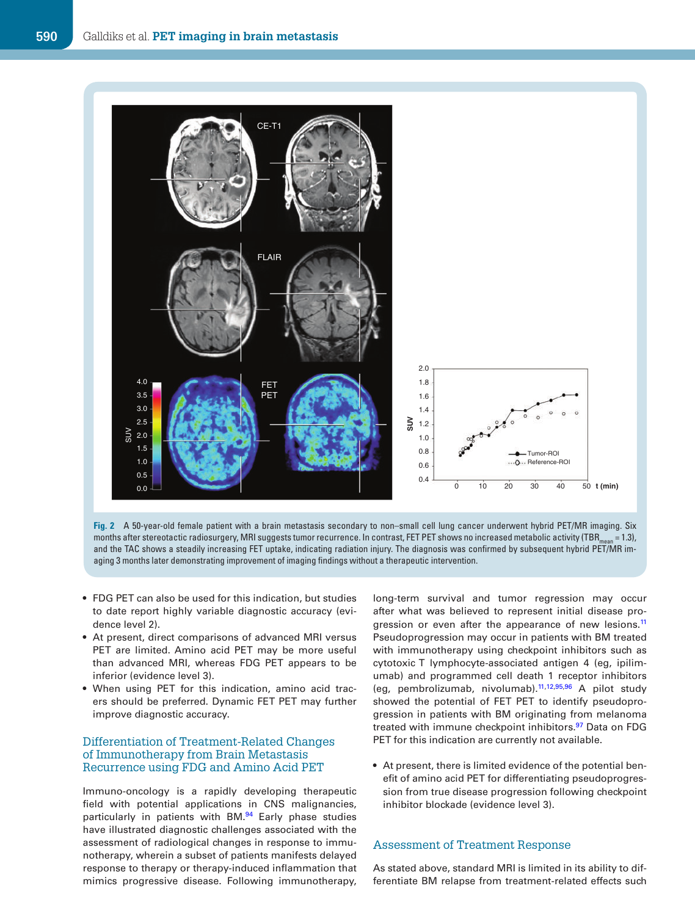Fig. 2 A 50-year-old female patient with a brain metastasis secondary to non–small cell lung cancer underwent hybrid PET/MR imaging. Six months after stereotactic radiosurgery, MRI suggests tumor recurrence. In contrast, FET PET shows no increased metabolic activity ($TBR_{mean}$ = 1.3), and the TAC shows a steadily increasing FET uptake, indicating radiation injury. The diagnosis was confirmed by subsequent hybrid PET/MR imaging 3 months later demonstrating improvement of imaging findings without a therapeutic intervention.

- FDG PET can also be used for this indication, but studies to date report highly variable diagnostic accuracy (evidence level 2).
- At present, direct comparisons of advanced MRI versus PET are limited. Amino acid PET may be more useful than advanced MRI, whereas FDG PET appears to be inferior (evidence level 3).
- When using PET for this indication, amino acid tracers should be preferred. Dynamic FET PET may further improve diagnostic accuracy.

## Differentiation of Treatment-Related Changes of Immunotherapy from Brain Metastasis Recurrence using FDG and Amino Acid PET

Immuno-oncology is a rapidly developing therapeutic field with potential applications in CNS malignancies, particularly in patients with BM.[94] Early phase studies have illustrated diagnostic challenges associated with the assessment of radiological changes in response to immunotherapy, wherein a subset of patients manifests delayed response to therapy or therapy-induced inflammation that mimics progressive disease. Following immunotherapy, long-term survival and tumor regression may occur after what was believed to represent initial disease progression or even after the appearance of new lesions.[11] Pseudoprogression may occur in patients with BM treated with immunotherapy using checkpoint inhibitors such as cytotoxic T lymphocyte-associated antigen 4 (eg, ipilimumab) and programmed cell death 1 receptor inhibitors (eg, pembrolizumab, nivolumab).[11,12,95,96] A pilot study showed the potential of FET PET to identify pseudoprogression in patients with BM originating from melanoma treated with immune checkpoint inhibitors.[97] Data on FDG PET for this indication are currently not available.

- At present, there is limited evidence of the potential benefit of amino acid PET for differentiating pseudoprogression from true disease progression following checkpoint inhibitor blockade (evidence level 3).

## Assessment of Treatment Response

As stated above, standard MRI is limited in its ability to differentiate BM relapse from treatment-related effects such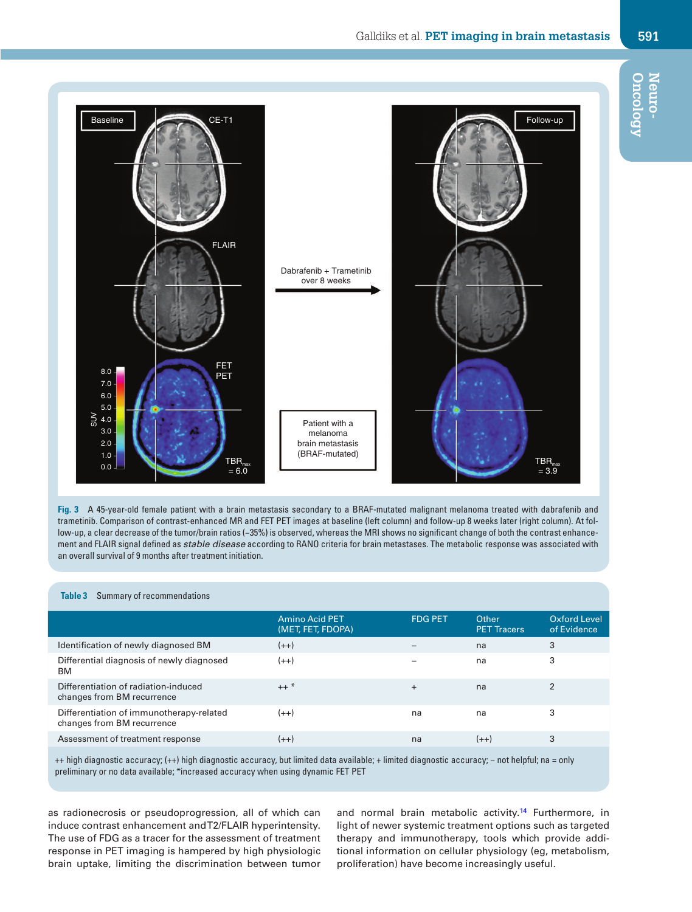Fig. 3 A 45-year-old female patient with a brain metastasis secondary to a BRAF-mutated malignant melanoma treated with dabrafenib and trametinib. Comparison of contrast-enhanced MR and FET PET images at baseline (left column) and follow-up 8 weeks later (right column). At follow-up, a clear decrease of the tumor/brain ratios (−35%) is observed, whereas the MRI shows no significant change of both the contrast enhancement and FLAIR signal defined as *stable disease* according to RANO criteria for brain metastases. The metabolic response was associated with an overall survival of 9 months after treatment initiation.

**Table 3** Summary of recommendations

| | Amino Acid PET (MET, FET, FDOPA) | FDG PET | Other PET Tracers | Oxford Level of Evidence |
|---|---|---|---|---|
| Identification of newly diagnosed BM | (++) | – | na | 3 |
| Differential diagnosis of newly diagnosed BM | (++) | – | na | 3 |
| Differentiation of radiation-induced changes from BM recurrence | ++ * | + | na | 2 |
| Differentiation of immunotherapy-related changes from BM recurrence | (++) | na | na | 3 |
| Assessment of treatment response | (++) | na | (++) | 3 |

++ high diagnostic accuracy; (++) high diagnostic accuracy, but limited data available; + limited diagnostic accuracy; – not helpful; na = only preliminary or no data available; *increased accuracy when using dynamic FET PET

as radionecrosis or pseudoprogression, all of which can induce contrast enhancement and T2/FLAIR hyperintensity. The use of FDG as a tracer for the assessment of treatment response in PET imaging is hampered by high physiologic brain uptake, limiting the discrimination between tumor and normal brain metabolic activity.[14] Furthermore, in light of newer systemic treatment options such as targeted therapy and immunotherapy, tools which provide additional information on cellular physiology (eg, metabolism, proliferation) have become increasingly useful.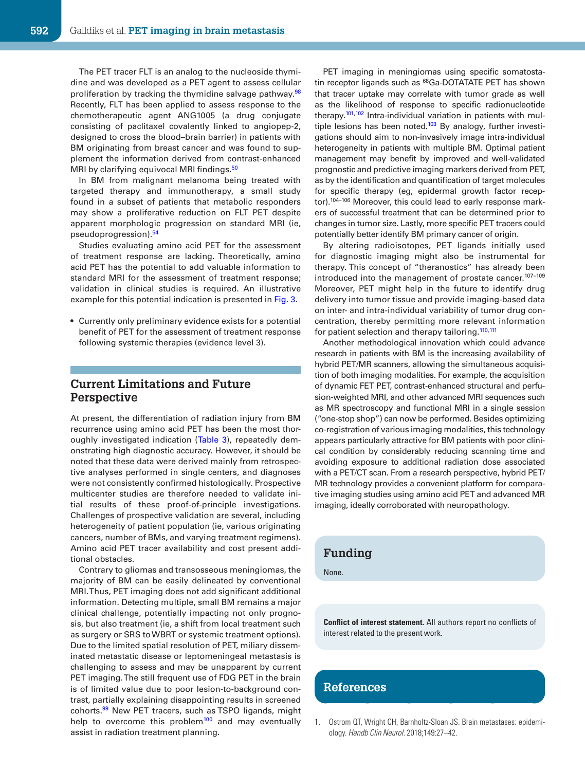The PET tracer FLT is an analog to the nucleoside thymidine and was developed as a PET agent to assess cellular proliferation by tracking the thymidine salvage pathway.[98] Recently, FLT has been applied to assess response to the chemotherapeutic agent ANG1005 (a drug conjugate consisting of paclitaxel covalently linked to angiopep-2, designed to cross the blood–brain barrier) in patients with BM originating from breast cancer and was found to supplement the information derived from contrast-enhanced MRI by clarifying equivocal MRI findings.[50]

In BM from malignant melanoma being treated with targeted therapy and immunotherapy, a small study found in a subset of patients that metabolic responders may show a proliferative reduction on FLT PET despite apparent morphologic progression on standard MRI (ie, pseudoprogression).[54]

Studies evaluating amino acid PET for the assessment of treatment response are lacking. Theoretically, amino acid PET has the potential to add valuable information to standard MRI for the assessment of treatment response; validation in clinical studies is required. An illustrative example for this potential indication is presented in Fig. 3.

- Currently only preliminary evidence exists for a potential benefit of PET for the assessment of treatment response following systemic therapies (evidence level 3).

## Current Limitations and Future Perspective

At present, the differentiation of radiation injury from BM recurrence using amino acid PET has been the most thoroughly investigated indication (Table 3), repeatedly demonstrating high diagnostic accuracy. However, it should be noted that these data were derived mainly from retrospective analyses performed in single centers, and diagnoses were not consistently confirmed histologically. Prospective multicenter studies are therefore needed to validate initial results of these proof-of-principle investigations. Challenges of prospective validation are several, including heterogeneity of patient population (ie, various originating cancers, number of BMs, and varying treatment regimens). Amino acid PET tracer availability and cost present additional obstacles.

Contrary to gliomas and transosseous meningiomas, the majority of BM can be easily delineated by conventional MRI. Thus, PET imaging does not add significant additional information. Detecting multiple, small BM remains a major clinical challenge, potentially impacting not only prognosis, but also treatment (ie, a shift from local treatment such as surgery or SRS to WBRT or systemic treatment options). Due to the limited spatial resolution of PET, miliary disseminated metastatic disease or leptomeningeal metastasis is challenging to assess and may be unapparent by current PET imaging. The still frequent use of FDG PET in the brain is of limited value due to poor lesion-to-background contrast, partially explaining disappointing results in screened cohorts.[99] New PET tracers, such as TSPO ligands, might help to overcome this problem[100] and may eventually assist in radiation treatment planning.

PET imaging in meningiomas using specific somatostatin receptor ligands such as $^{68}$Ga-DOTATATE PET has shown that tracer uptake may correlate with tumor grade as well as the likelihood of response to specific radionucleotide therapy.[101,102] Intra-individual variation in patients with multiple lesions has been noted.[103] By analogy, further investigations should aim to non-invasively image intra-individual heterogeneity in patients with multiple BM. Optimal patient management may benefit by improved and well-validated prognostic and predictive imaging markers derived from PET, as by the identification and quantification of target molecules for specific therapy (eg, epidermal growth factor receptor).[104–106] Moreover, this could lead to early response markers of successful treatment that can be determined prior to changes in tumor size. Lastly, more specific PET tracers could potentially better identify BM primary cancer of origin.

By altering radioisotopes, PET ligands initially used for diagnostic imaging might also be instrumental for therapy. This concept of "theranostics" has already been introduced into the management of prostate cancer.[107–109] Moreover, PET might help in the future to identify drug delivery into tumor tissue and provide imaging-based data on inter- and intra-individual variability of tumor drug concentration, thereby permitting more relevant information for patient selection and therapy tailoring.[110,111]

Another methodological innovation which could advance research in patients with BM is the increasing availability of hybrid PET/MR scanners, allowing the simultaneous acquisition of both imaging modalities. For example, the acquisition of dynamic FET PET, contrast-enhanced structural and perfusion-weighted MRI, and other advanced MRI sequences such as MR spectroscopy and functional MRI in a single session ("one-stop shop") can now be performed. Besides optimizing co-registration of various imaging modalities, this technology appears particularly attractive for BM patients with poor clinical condition by considerably reducing scanning time and avoiding exposure to additional radiation dose associated with a PET/CT scan. From a research perspective, hybrid PET/MR technology provides a convenient platform for comparative imaging studies using amino acid PET and advanced MR imaging, ideally corroborated with neuropathology.

## Funding

None.

**Conflict of interest statement.** All authors report no conflicts of interest related to the present work.

## References

1. Ostrom QT, Wright CH, Barnholtz-Sloan JS. Brain metastases: epidemiology. *Handb Clin Neurol.* 2018;149:27–42.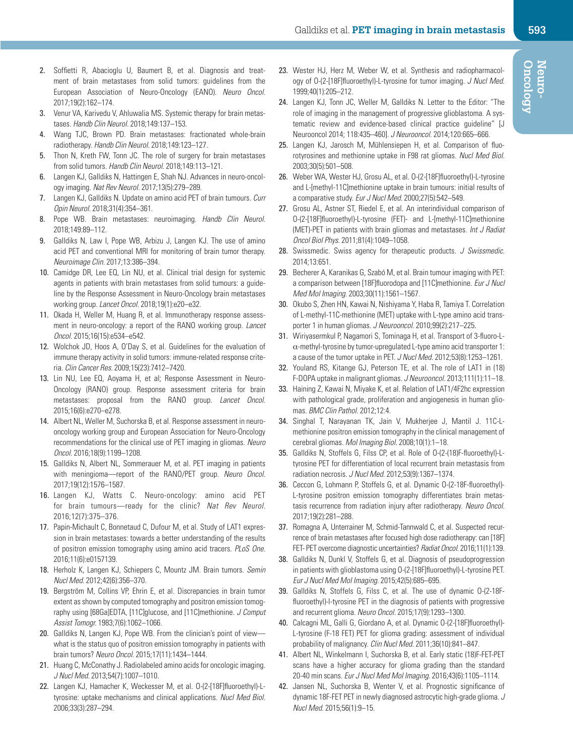2. Soffietti R, Abacioglu U, Baumert B, et al. Diagnosis and treatment of brain metastases from solid tumors: guidelines from the European Association of Neuro-Oncology (EANO). *Neuro Oncol.* 2017;19(2):162–174.
3. Venur VA, Karivedu V, Ahluwalia MS. Systemic therapy for brain metastases. *Handb Clin Neurol.* 2018;149:137–153.
4. Wang TJC, Brown PD. Brain metastases: fractionated whole-brain radiotherapy. *Handb Clin Neurol.* 2018;149:123–127.
5. Thon N, Kreth FW, Tonn JC. The role of surgery for brain metastases from solid tumors. *Handb Clin Neurol.* 2018;149:113–121.
6. Langen KJ, Galldiks N, Hattingen E, Shah NJ. Advances in neuro-oncology imaging. *Nat Rev Neurol.* 2017;13(5):279–289.
7. Langen KJ, Galldiks N. Update on amino acid PET of brain tumours. *Curr Opin Neurol.* 2018;31(4):354–361.
8. Pope WB. Brain metastases: neuroimaging. *Handb Clin Neurol.* 2018;149:89–112.
9. Galldiks N, Law I, Pope WB, Arbizu J, Langen KJ. The use of amino acid PET and conventional MRI for monitoring of brain tumor therapy. *Neuroimage Clin.* 2017;13:386–394.
10. Camidge DR, Lee EQ, Lin NU, et al. Clinical trial design for systemic agents in patients with brain metastases from solid tumours: a guideline by the Response Assessment in Neuro-Oncology brain metastases working group. *Lancet Oncol.* 2018;19(1):e20–e32.
11. Okada H, Weller M, Huang R, et al. Immunotherapy response assessment in neuro-oncology: a report of the RANO working group. *Lancet Oncol.* 2015;16(15):e534–e542.
12. Wolchok JD, Hoos A, O'Day S, et al. Guidelines for the evaluation of immune therapy activity in solid tumors: immune-related response criteria. *Clin Cancer Res.* 2009;15(23):7412–7420.
13. Lin NU, Lee EQ, Aoyama H, et al; Response Assessment in Neuro-Oncology (RANO) group. Response assessment criteria for brain metastases: proposal from the RANO group. *Lancet Oncol.* 2015;16(6):e270–e278.
14. Albert NL, Weller M, Suchorska B, et al. Response assessment in neuro-oncology working group and European Association for Neuro-Oncology recommendations for the clinical use of PET imaging in gliomas. *Neuro Oncol.* 2016;18(9):1199–1208.
15. Galldiks N, Albert NL, Sommerauer M, et al. PET imaging in patients with meningioma—report of the RANO/PET group. *Neuro Oncol.* 2017;19(12):1576–1587.
16. Langen KJ, Watts C. Neuro-oncology: amino acid PET for brain tumours—ready for the clinic? *Nat Rev Neurol.* 2016;12(7):375–376.
17. Papin-Michault C, Bonnetaud C, Dufour M, et al. Study of LAT1 expression in brain metastases: towards a better understanding of the results of positron emission tomography using amino acid tracers. *PLoS One.* 2016;11(6):e0157139.
18. Herholz K, Langen KJ, Schiepers C, Mountz JM. Brain tumors. *Semin Nucl Med.* 2012;42(6):356–370.
19. Bergström M, Collins VP, Ehrin E, et al. Discrepancies in brain tumor extent as shown by computed tomography and positron emission tomography using [68Ga]EDTA, [11C]glucose, and [11C]methionine. *J Comput Assist Tomogr.* 1983;7(6):1062–1066.
20. Galldiks N, Langen KJ, Pope WB. From the clinician's point of view—what is the status quo of positron emission tomography in patients with brain tumors? *Neuro Oncol.* 2015;17(11):1434–1444.
21. Huang C, McConathy J. Radiolabeled amino acids for oncologic imaging. *J Nucl Med.* 2013;54(7):1007–1010.
22. Langen KJ, Hamacher K, Weckesser M, et al. O-(2-[18F]fluoroethyl)-L-tyrosine: uptake mechanisms and clinical applications. *Nucl Med Biol.* 2006;33(3):287–294.
23. Wester HJ, Herz M, Weber W, et al. Synthesis and radiopharmacology of O-(2-[18F]fluoroethyl)-L-tyrosine for tumor imaging. *J Nucl Med.* 1999;40(1):205–212.
24. Langen KJ, Tonn JC, Weller M, Galldiks N. Letter to the Editor: "The role of imaging in the management of progressive glioblastoma. A systematic review and evidence-based clinical practice guideline" [J Neurooncol 2014; 118:435–460]. *J Neurooncol.* 2014;120:665–666.
25. Langen KJ, Jarosch M, Mühlensiepen H, et al. Comparison of fluorotyrosines and methionine uptake in F98 rat gliomas. *Nucl Med Biol.* 2003;30(5):501–508.
26. Weber WA, Wester HJ, Grosu AL, et al. O-(2-[18F]fluoroethyl)-L-tyrosine and L-[methyl-11C]methionine uptake in brain tumours: initial results of a comparative study. *Eur J Nucl Med.* 2000;27(5):542–549.
27. Grosu AL, Astner ST, Riedel E, et al. An interindividual comparison of O-(2-[18F]fluoroethyl)-L-tyrosine (FET)- and L-[methyl-11C]methionine (MET)-PET in patients with brain gliomas and metastases. *Int J Radiat Oncol Biol Phys.* 2011;81(4):1049–1058.
28. Swissmedic. Swiss agency for therapeutic products. *J Swissmedic.* 2014;13:651.
29. Becherer A, Karanikas G, Szabó M, et al. Brain tumour imaging with PET: a comparison between [18F]fluorodopa and [11C]methionine. *Eur J Nucl Med Mol Imaging.* 2003;30(11):1561–1567.
30. Okubo S, Zhen HN, Kawai N, Nishiyama Y, Haba R, Tamiya T. Correlation of L-methyl-11C-methionine (MET) uptake with L-type amino acid transporter 1 in human gliomas. *J Neurooncol.* 2010;99(2):217–225.
31. Wiriyasermkul P, Nagamori S, Tominaga H, et al. Transport of 3-fluoro-L-α-methyl-tyrosine by tumor-upregulated L-type amino acid transporter 1: a cause of the tumor uptake in PET. *J Nucl Med.* 2012;53(8):1253–1261.
32. Youland RS, Kitange GJ, Peterson TE, et al. The role of LAT1 in (18) F-DOPA uptake in malignant gliomas. *J Neurooncol.* 2013;111(1):11–18.
33. Haining Z, Kawai N, Miyake K, et al. Relation of LAT1/4F2hc expression with pathological grade, proliferation and angiogenesis in human gliomas. *BMC Clin Pathol.* 2012;12:4.
34. Singhal T, Narayanan TK, Jain V, Mukherjee J, Mantil J. 11C-L-methionine positron emission tomography in the clinical management of cerebral gliomas. *Mol Imaging Biol.* 2008;10(1):1–18.
35. Galldiks N, Stoffels G, Filss CP, et al. Role of O-(2-(18)F-fluoroethyl)-L-tyrosine PET for differentiation of local recurrent brain metastasis from radiation necrosis. *J Nucl Med.* 2012;53(9):1367–1374.
36. Ceccon G, Lohmann P, Stoffels G, et al. Dynamic O-(2-18F-fluoroethyl)-L-tyrosine positron emission tomography differentiates brain metastasis recurrence from radiation injury after radiotherapy. *Neuro Oncol.* 2017;19(2):281–288.
37. Romagna A, Unterrainer M, Schmid-Tannwald C, et al. Suspected recurrence of brain metastases after focused high dose radiotherapy: can [18F] FET- PET overcome diagnostic uncertainties? *Radiat Oncol.* 2016;11(1):139.
38. Galldiks N, Dunkl V, Stoffels G, et al. Diagnosis of pseudoprogression in patients with glioblastoma using O-(2-[18F]fluoroethyl)-L-tyrosine PET. *Eur J Nucl Med Mol Imaging.* 2015;42(5):685–695.
39. Galldiks N, Stoffels G, Filss C, et al. The use of dynamic O-(2-18F-fluoroethyl)-l-tyrosine PET in the diagnosis of patients with progressive and recurrent glioma. *Neuro Oncol.* 2015;17(9):1293–1300.
40. Calcagni ML, Galli G, Giordano A, et al. Dynamic O-(2-[18F]fluoroethyl)-L-tyrosine (F-18 FET) PET for glioma grading: assessment of individual probability of malignancy. *Clin Nucl Med.* 2011;36(10):841–847.
41. Albert NL, Winkelmann I, Suchorska B, et al. Early static (18)F-FET-PET scans have a higher accuracy for glioma grading than the standard 20-40 min scans. *Eur J Nucl Med Mol Imaging.* 2016;43(6):1105–1114.
42. Jansen NL, Suchorska B, Wenter V, et al. Prognostic significance of dynamic 18F-FET PET in newly diagnosed astrocytic high-grade glioma. *J Nucl Med.* 2015;56(1):9–15.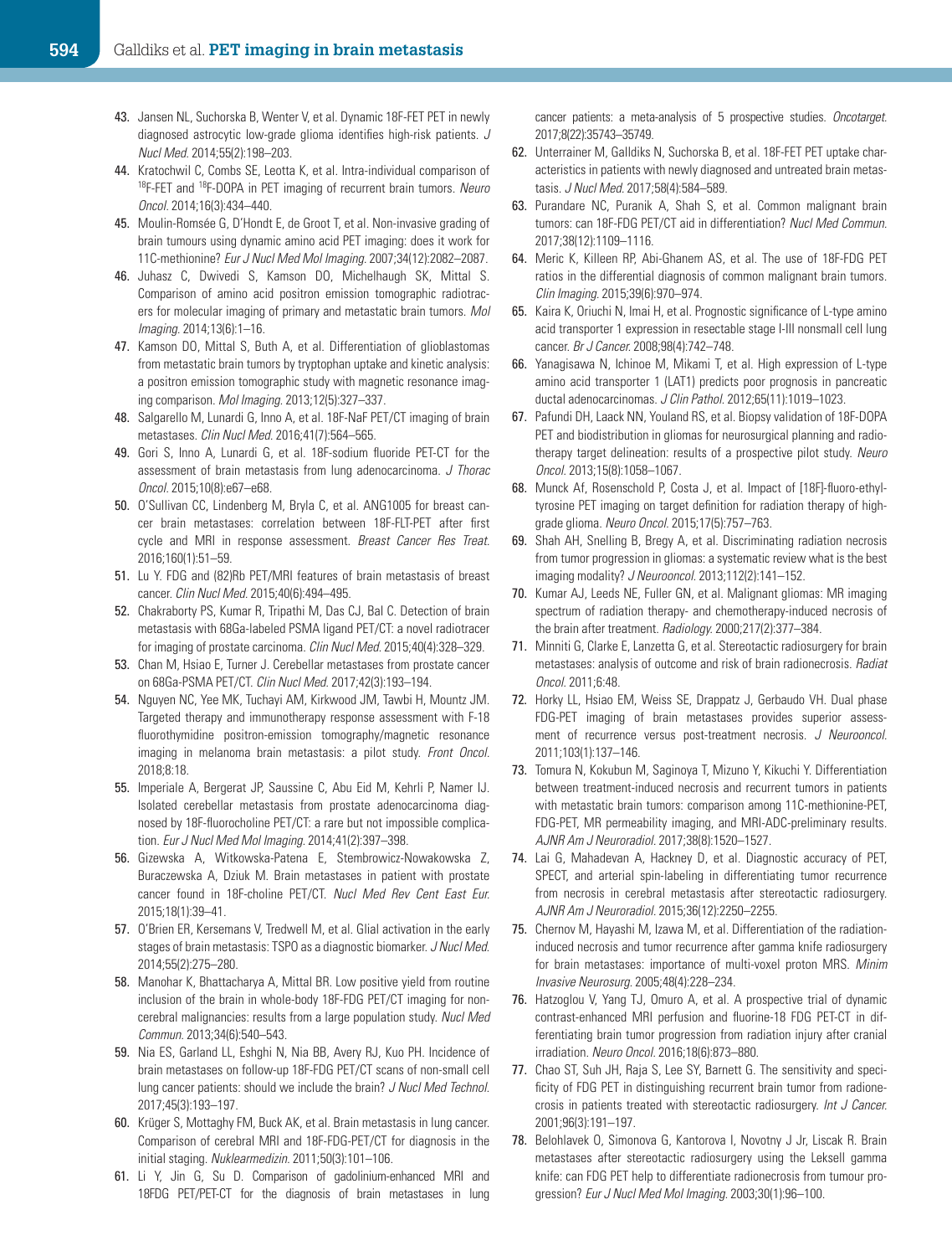43. Jansen NL, Suchorska B, Wenter V, et al. Dynamic 18F-FET PET in newly diagnosed astrocytic low-grade glioma identifies high-risk patients. *J Nucl Med.* 2014;55(2):198–203.
44. Kratochwil C, Combs SE, Leotta K, et al. Intra-individual comparison of $^{18}$F-FET and $^{18}$F-DOPA in PET imaging of recurrent brain tumors. *Neuro Oncol.* 2014;16(3):434–440.
45. Moulin-Romsée G, D'Hondt E, de Groot T, et al. Non-invasive grading of brain tumours using dynamic amino acid PET imaging: does it work for 11C-methionine? *Eur J Nucl Med Mol Imaging.* 2007;34(12):2082–2087.
46. Juhasz C, Dwivedi S, Kamson DO, Michelhaugh SK, Mittal S. Comparison of amino acid positron emission tomographic radiotracers for molecular imaging of primary and metastatic brain tumors. *Mol Imaging.* 2014;13(6):1–16.
47. Kamson DO, Mittal S, Buth A, et al. Differentiation of glioblastomas from metastatic brain tumors by tryptophan uptake and kinetic analysis: a positron emission tomographic study with magnetic resonance imaging comparison. *Mol Imaging.* 2013;12(5):327–337.
48. Salgarello M, Lunardi G, Inno A, et al. 18F-NaF PET/CT imaging of brain metastases. *Clin Nucl Med.* 2016;41(7):564–565.
49. Gori S, Inno A, Lunardi G, et al. 18F-sodium fluoride PET-CT for the assessment of brain metastasis from lung adenocarcinoma. *J Thorac Oncol.* 2015;10(8):e67–e68.
50. O'Sullivan CC, Lindenberg M, Bryla C, et al. ANG1005 for breast cancer brain metastases: correlation between 18F-FLT-PET after first cycle and MRI in response assessment. *Breast Cancer Res Treat.* 2016;160(1):51–59.
51. Lu Y. FDG and (82)Rb PET/MRI features of brain metastasis of breast cancer. *Clin Nucl Med.* 2015;40(6):494–495.
52. Chakraborty PS, Kumar R, Tripathi M, Das CJ, Bal C. Detection of brain metastasis with 68Ga-labeled PSMA ligand PET/CT: a novel radiotracer for imaging of prostate carcinoma. *Clin Nucl Med.* 2015;40(4):328–329.
53. Chan M, Hsiao E, Turner J. Cerebellar metastases from prostate cancer on 68Ga-PSMA PET/CT. *Clin Nucl Med.* 2017;42(3):193–194.
54. Nguyen NC, Yee MK, Tuchayi AM, Kirkwood JM, Tawbi H, Mountz JM. Targeted therapy and immunotherapy response assessment with F-18 fluorothymidine positron-emission tomography/magnetic resonance imaging in melanoma brain metastasis: a pilot study. *Front Oncol.* 2018;8:18.
55. Imperiale A, Bergerat JP, Saussine C, Abu Eid M, Kehrli P, Namer IJ. Isolated cerebellar metastasis from prostate adenocarcinoma diagnosed by 18F-fluorocholine PET/CT: a rare but not impossible complication. *Eur J Nucl Med Mol Imaging.* 2014;41(2):397–398.
56. Gizewska A, Witkowska-Patena E, Stembrowicz-Nowakowska Z, Buraczewska A, Dziuk M. Brain metastases in patient with prostate cancer found in 18F-choline PET/CT. *Nucl Med Rev Cent East Eur.* 2015;18(1):39–41.
57. O'Brien ER, Kersemans V, Tredwell M, et al. Glial activation in the early stages of brain metastasis: TSPO as a diagnostic biomarker. *J Nucl Med.* 2014;55(2):275–280.
58. Manohar K, Bhattacharya A, Mittal BR. Low positive yield from routine inclusion of the brain in whole-body 18F-FDG PET/CT imaging for noncerebral malignancies: results from a large population study. *Nucl Med Commun.* 2013;34(6):540–543.
59. Nia ES, Garland LL, Eshghi N, Nia BB, Avery RJ, Kuo PH. Incidence of brain metastases on follow-up 18F-FDG PET/CT scans of non-small cell lung cancer patients: should we include the brain? *J Nucl Med Technol.* 2017;45(3):193–197.
60. Krüger S, Mottaghy FM, Buck AK, et al. Brain metastasis in lung cancer. Comparison of cerebral MRI and 18F-FDG-PET/CT for diagnosis in the initial staging. *Nuklearmedizin.* 2011;50(3):101–106.
61. Li Y, Jin G, Su D. Comparison of gadolinium-enhanced MRI and 18FDG PET/PET-CT for the diagnosis of brain metastases in lung cancer patients: a meta-analysis of 5 prospective studies. *Oncotarget.* 2017;8(22):35743–35749.
62. Unterrainer M, Galldiks N, Suchorska B, et al. 18F-FET PET uptake characteristics in patients with newly diagnosed and untreated brain metastasis. *J Nucl Med.* 2017;58(4):584–589.
63. Purandare NC, Puranik A, Shah S, et al. Common malignant brain tumors: can 18F-FDG PET/CT aid in differentiation? *Nucl Med Commun.* 2017;38(12):1109–1116.
64. Meric K, Killeen RP, Abi-Ghanem AS, et al. The use of 18F-FDG PET ratios in the differential diagnosis of common malignant brain tumors. *Clin Imaging.* 2015;39(6):970–974.
65. Kaira K, Oriuchi N, Imai H, et al. Prognostic significance of L-type amino acid transporter 1 expression in resectable stage I-III nonsmall cell lung cancer. *Br J Cancer.* 2008;98(4):742–748.
66. Yanagisawa N, Ichinoe M, Mikami T, et al. High expression of L-type amino acid transporter 1 (LAT1) predicts poor prognosis in pancreatic ductal adenocarcinomas. *J Clin Pathol.* 2012;65(11):1019–1023.
67. Pafundi DH, Laack NN, Youland RS, et al. Biopsy validation of 18F-DOPA PET and biodistribution in gliomas for neurosurgical planning and radiotherapy target delineation: results of a prospective pilot study. *Neuro Oncol.* 2013;15(8):1058–1067.
68. Munck Af, Rosenschold P, Costa J, et al. Impact of [18F]-fluoro-ethyl-tyrosine PET imaging on target definition for radiation therapy of high-grade glioma. *Neuro Oncol.* 2015;17(5):757–763.
69. Shah AH, Snelling B, Bregy A, et al. Discriminating radiation necrosis from tumor progression in gliomas: a systematic review what is the best imaging modality? *J Neurooncol.* 2013;112(2):141–152.
70. Kumar AJ, Leeds NE, Fuller GN, et al. Malignant gliomas: MR imaging spectrum of radiation therapy- and chemotherapy-induced necrosis of the brain after treatment. *Radiology.* 2000;217(2):377–384.
71. Minniti G, Clarke E, Lanzetta G, et al. Stereotactic radiosurgery for brain metastases: analysis of outcome and risk of brain radionecrosis. *Radiat Oncol.* 2011;6:48.
72. Horky LL, Hsiao EM, Weiss SE, Drappatz J, Gerbaudo VH. Dual phase FDG-PET imaging of brain metastases provides superior assessment of recurrence versus post-treatment necrosis. *J Neurooncol.* 2011;103(1):137–146.
73. Tomura N, Kokubun M, Saginoya T, Mizuno Y, Kikuchi Y. Differentiation between treatment-induced necrosis and recurrent tumors in patients with metastatic brain tumors: comparison among 11C-methionine-PET, FDG-PET, MR permeability imaging, and MRI-ADC-preliminary results. *AJNR Am J Neuroradiol.* 2017;38(8):1520–1527.
74. Lai G, Mahadevan A, Hackney D, et al. Diagnostic accuracy of PET, SPECT, and arterial spin-labeling in differentiating tumor recurrence from necrosis in cerebral metastasis after stereotactic radiosurgery. *AJNR Am J Neuroradiol.* 2015;36(12):2250–2255.
75. Chernov M, Hayashi M, Izawa M, et al. Differentiation of the radiation-induced necrosis and tumor recurrence after gamma knife radiosurgery for brain metastases: importance of multi-voxel proton MRS. *Minim Invasive Neurosurg.* 2005;48(4):228–234.
76. Hatzoglou V, Yang TJ, Omuro A, et al. A prospective trial of dynamic contrast-enhanced MRI perfusion and fluorine-18 FDG PET-CT in differentiating brain tumor progression from radiation injury after cranial irradiation. *Neuro Oncol.* 2016;18(6):873–880.
77. Chao ST, Suh JH, Raja S, Lee SY, Barnett G. The sensitivity and specificity of FDG PET in distinguishing recurrent brain tumor from radionecrosis in patients treated with stereotactic radiosurgery. *Int J Cancer.* 2001;96(3):191–197.
78. Belohlavek O, Simonova G, Kantorova I, Novotny J Jr, Liscak R. Brain metastases after stereotactic radiosurgery using the Leksell gamma knife: can FDG PET help to differentiate radionecrosis from tumour progression? *Eur J Nucl Med Mol Imaging.* 2003;30(1):96–100.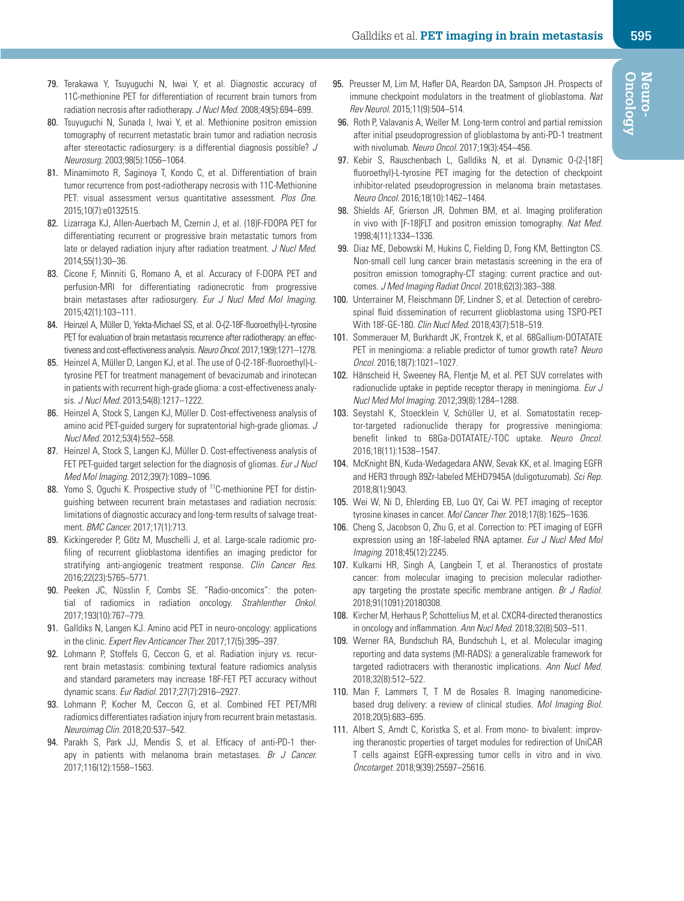79. Terakawa Y, Tsuyuguchi N, Iwai Y, et al. Diagnostic accuracy of 11C-methionine PET for differentiation of recurrent brain tumors from radiation necrosis after radiotherapy. *J Nucl Med*. 2008;49(5):694–699.
80. Tsuyuguchi N, Sunada I, Iwai Y, et al. Methionine positron emission tomography of recurrent metastatic brain tumor and radiation necrosis after stereotactic radiosurgery: is a differential diagnosis possible? *J Neurosurg*. 2003;98(5):1056–1064.
81. Minamimoto R, Saginoya T, Kondo C, et al. Differentiation of brain tumor recurrence from post-radiotherapy necrosis with 11C-Methionine PET: visual assessment versus quantitative assessment. *Plos One*. 2015;10(7):e0132515.
82. Lizarraga KJ, Allen-Auerbach M, Czernin J, et al. (18)F-FDOPA PET for differentiating recurrent or progressive brain metastatic tumors from late or delayed radiation injury after radiation treatment. *J Nucl Med*. 2014;55(1):30–36.
83. Cicone F, Minniti G, Romano A, et al. Accuracy of F-DOPA PET and perfusion-MRI for differentiating radionecrotic from progressive brain metastases after radiosurgery. *Eur J Nucl Med Mol Imaging*. 2015;42(1):103–111.
84. Heinzel A, Müller D, Yekta-Michael SS, et al. O-(2-18F-fluoroethyl)-L-tyrosine PET for evaluation of brain metastasis recurrence after radiotherapy: an effectiveness and cost-effectiveness analysis. *Neuro Oncol*. 2017;19(9):1271–1278.
85. Heinzel A, Müller D, Langen KJ, et al. The use of O-(2-18F-fluoroethyl)-L-tyrosine PET for treatment management of bevacizumab and irinotecan in patients with recurrent high-grade glioma: a cost-effectiveness analysis. *J Nucl Med*. 2013;54(8):1217–1222.
86. Heinzel A, Stock S, Langen KJ, Müller D. Cost-effectiveness analysis of amino acid PET-guided surgery for supratentorial high-grade gliomas. *J Nucl Med*. 2012;53(4):552–558.
87. Heinzel A, Stock S, Langen KJ, Müller D. Cost-effectiveness analysis of FET PET-guided target selection for the diagnosis of gliomas. *Eur J Nucl Med Mol Imaging*. 2012;39(7):1089–1096.
88. Yomo S, Oguchi K. Prospective study of $^{11}$C-methionine PET for distinguishing between recurrent brain metastases and radiation necrosis: limitations of diagnostic accuracy and long-term results of salvage treatment. *BMC Cancer*. 2017;17(1):713.
89. Kickingereder P, Götz M, Muschelli J, et al. Large-scale radiomic profiling of recurrent glioblastoma identifies an imaging predictor for stratifying anti-angiogenic treatment response. *Clin Cancer Res*. 2016;22(23):5765–5771.
90. Peeken JC, Nüsslin F, Combs SE. "Radio-oncomics": the potential of radiomics in radiation oncology. *Strahlenther Onkol*. 2017;193(10):767–779.
91. Galldiks N, Langen KJ. Amino acid PET in neuro-oncology: applications in the clinic. *Expert Rev Anticancer Ther*. 2017;17(5):395–397.
92. Lohmann P, Stoffels G, Ceccon G, et al. Radiation injury vs. recurrent brain metastasis: combining textural feature radiomics analysis and standard parameters may increase 18F-FET PET accuracy without dynamic scans. *Eur Radiol*. 2017;27(7):2916–2927.
93. Lohmann P, Kocher M, Ceccon G, et al. Combined FET PET/MRI radiomics differentiates radiation injury from recurrent brain metastasis. *Neuroimag Clin*. 2018;20:537–542.
94. Parakh S, Park JJ, Mendis S, et al. Efficacy of anti-PD-1 therapy in patients with melanoma brain metastases. *Br J Cancer*. 2017;116(12):1558–1563.
95. Preusser M, Lim M, Hafler DA, Reardon DA, Sampson JH. Prospects of immune checkpoint modulators in the treatment of glioblastoma. *Nat Rev Neurol*. 2015;11(9):504–514.
96. Roth P, Valavanis A, Weller M. Long-term control and partial remission after initial pseudoprogression of glioblastoma by anti-PD-1 treatment with nivolumab. *Neuro Oncol*. 2017;19(3):454–456.
97. Kebir S, Rauschenbach L, Galldiks N, et al. Dynamic O-(2-[18F] fluoroethyl)-L-tyrosine PET imaging for the detection of checkpoint inhibitor-related pseudoprogression in melanoma brain metastases. *Neuro Oncol*. 2016;18(10):1462–1464.
98. Shields AF, Grierson JR, Dohmen BM, et al. Imaging proliferation in vivo with [F-18]FLT and positron emission tomography. *Nat Med*. 1998;4(11):1334–1336.
99. Diaz ME, Debowski M, Hukins C, Fielding D, Fong KM, Bettington CS. Non-small cell lung cancer brain metastasis screening in the era of positron emission tomography-CT staging: current practice and outcomes. *J Med Imaging Radiat Oncol*. 2018;62(3):383–388.
100. Unterrainer M, Fleischmann DF, Lindner S, et al. Detection of cerebrospinal fluid dissemination of recurrent glioblastoma using TSPO-PET With 18F-GE-180. *Clin Nucl Med*. 2018;43(7):518–519.
101. Sommerauer M, Burkhardt JK, Frontzek K, et al. 68Gallium-DOTATATE PET in meningioma: a reliable predictor of tumor growth rate? *Neuro Oncol*. 2016;18(7):1021–1027.
102. Hänscheid H, Sweeney RA, Flentje M, et al. PET SUV correlates with radionuclide uptake in peptide receptor therapy in meningioma. *Eur J Nucl Med Mol Imaging*. 2012;39(8):1284–1288.
103. Seystahl K, Stoecklein V, Schüller U, et al. Somatostatin receptor-targeted radionuclide therapy for progressive meningioma: benefit linked to 68Ga-DOTATATE/-TOC uptake. *Neuro Oncol*. 2016;18(11):1538–1547.
104. McKnight BN, Kuda-Wedagedara ANW, Sevak KK, et al. Imaging EGFR and HER3 through 89Zr-labeled MEHD7945A (duligotuzumab). *Sci Rep*. 2018;8(1):9043.
105. Wei W, Ni D, Ehlerding EB, Luo QY, Cai W. PET imaging of receptor tyrosine kinases in cancer. *Mol Cancer Ther*. 2018;17(8):1625–1636.
106. Cheng S, Jacobson O, Zhu G, et al. Correction to: PET imaging of EGFR expression using an 18F-labeled RNA aptamer. *Eur J Nucl Med Mol Imaging*. 2018;45(12):2245.
107. Kulkarni HR, Singh A, Langbein T, et al. Theranostics of prostate cancer: from molecular imaging to precision molecular radiotherapy targeting the prostate specific membrane antigen. *Br J Radiol*. 2018;91(1091):20180308.
108. Kircher M, Herhaus P, Schottelius M, et al. CXCR4-directed theranostics in oncology and inflammation. *Ann Nucl Med*. 2018;32(8):503–511.
109. Werner RA, Bundschuh RA, Bundschuh L, et al. Molecular imaging reporting and data systems (MI-RADS): a generalizable framework for targeted radiotracers with theranostic implications. *Ann Nucl Med*. 2018;32(8):512–522.
110. Man F, Lammers T, T M de Rosales R. Imaging nanomedicine-based drug delivery: a review of clinical studies. *Mol Imaging Biol*. 2018;20(5):683–695.
111. Albert S, Arndt C, Koristka S, et al. From mono- to bivalent: improving theranostic properties of target modules for redirection of UniCAR T cells against EGFR-expressing tumor cells in vitro and in vivo. *Oncotarget*. 2018;9(39):25597–25616.